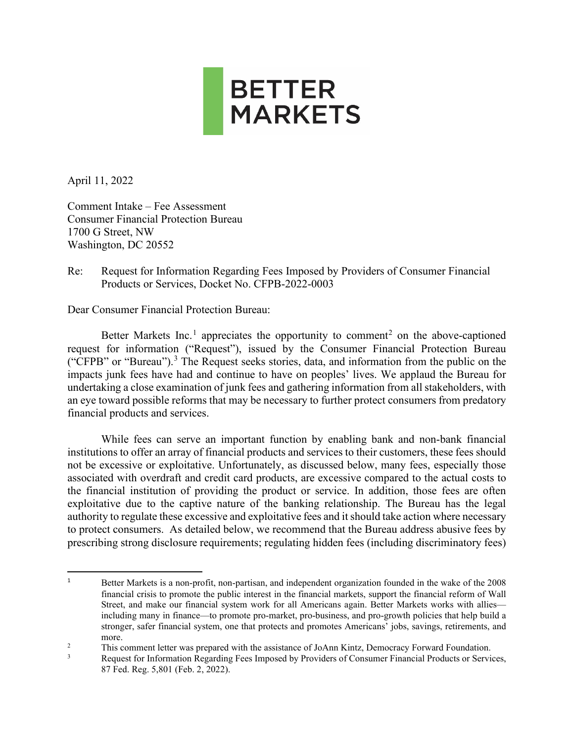BETTER MARKETS

April 11, 2022

Comment Intake – Fee Assessment
Consumer Financial Protection Bureau
1700 G Street, NW
Washington, DC 20552

Re: Request for Information Regarding Fees Imposed by Providers of Consumer Financial Products or Services, Docket No. CFPB-2022-0003

Dear Consumer Financial Protection Bureau:

Better Markets Inc.[1] appreciates the opportunity to comment[2] on the above-captioned request for information ("Request"), issued by the Consumer Financial Protection Bureau ("CFPB" or "Bureau").[3] The Request seeks stories, data, and information from the public on the impacts junk fees have had and continue to have on peoples' lives. We applaud the Bureau for undertaking a close examination of junk fees and gathering information from all stakeholders, with an eye toward possible reforms that may be necessary to further protect consumers from predatory financial products and services.

While fees can serve an important function by enabling bank and non-bank financial institutions to offer an array of financial products and services to their customers, these fees should not be excessive or exploitative. Unfortunately, as discussed below, many fees, especially those associated with overdraft and credit card products, are excessive compared to the actual costs to the financial institution of providing the product or service. In addition, those fees are often exploitative due to the captive nature of the banking relationship. The Bureau has the legal authority to regulate these excessive and exploitative fees and it should take action where necessary to protect consumers. As detailed below, we recommend that the Bureau address abusive fees by prescribing strong disclosure requirements; regulating hidden fees (including discriminatory fees)

---

[1] Better Markets is a non-profit, non-partisan, and independent organization founded in the wake of the 2008 financial crisis to promote the public interest in the financial markets, support the financial reform of Wall Street, and make our financial system work for all Americans again. Better Markets works with allies—including many in finance—to promote pro-market, pro-business, and pro-growth policies that help build a stronger, safer financial system, one that protects and promotes Americans' jobs, savings, retirements, and more.

[2] This comment letter was prepared with the assistance of JoAnn Kintz, Democracy Forward Foundation.

[3] Request for Information Regarding Fees Imposed by Providers of Consumer Financial Products or Services, 87 Fed. Reg. 5,801 (Feb. 2, 2022).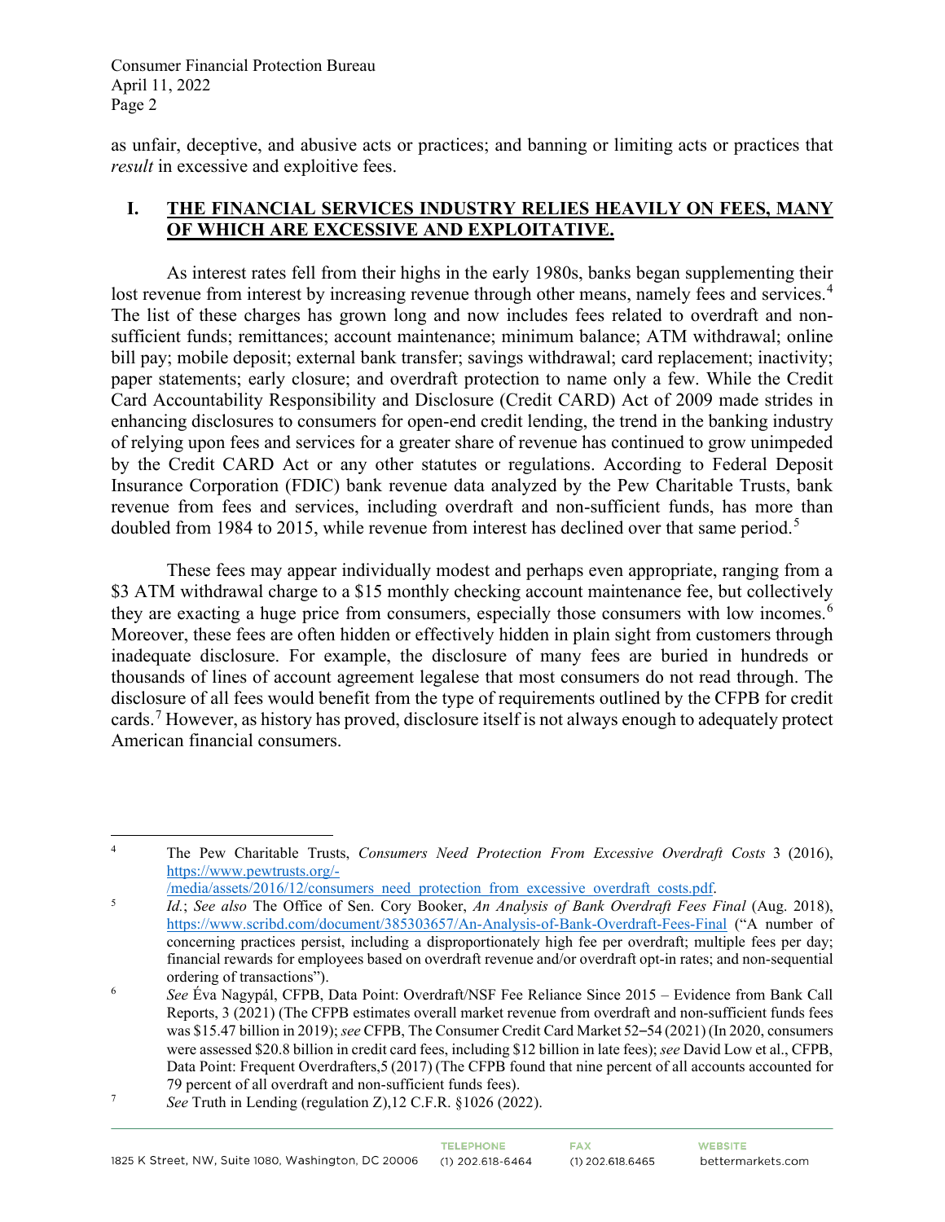as unfair, deceptive, and abusive acts or practices; and banning or limiting acts or practices that *result* in excessive and exploitive fees.

## I. THE FINANCIAL SERVICES INDUSTRY RELIES HEAVILY ON FEES, MANY OF WHICH ARE EXCESSIVE AND EXPLOITATIVE.

As interest rates fell from their highs in the early 1980s, banks began supplementing their lost revenue from interest by increasing revenue through other means, namely fees and services.[4] The list of these charges has grown long and now includes fees related to overdraft and non-sufficient funds; remittances; account maintenance; minimum balance; ATM withdrawal; online bill pay; mobile deposit; external bank transfer; savings withdrawal; card replacement; inactivity; paper statements; early closure; and overdraft protection to name only a few. While the Credit Card Accountability Responsibility and Disclosure (Credit CARD) Act of 2009 made strides in enhancing disclosures to consumers for open-end credit lending, the trend in the banking industry of relying upon fees and services for a greater share of revenue has continued to grow unimpeded by the Credit CARD Act or any other statutes or regulations. According to Federal Deposit Insurance Corporation (FDIC) bank revenue data analyzed by the Pew Charitable Trusts, bank revenue from fees and services, including overdraft and non-sufficient funds, has more than doubled from 1984 to 2015, while revenue from interest has declined over that same period.[5]

These fees may appear individually modest and perhaps even appropriate, ranging from a $3 ATM withdrawal charge to a $15 monthly checking account maintenance fee, but collectively they are exacting a huge price from consumers, especially those consumers with low incomes.[6] Moreover, these fees are often hidden or effectively hidden in plain sight from customers through inadequate disclosure. For example, the disclosure of many fees are buried in hundreds or thousands of lines of account agreement legalese that most consumers do not read through. The disclosure of all fees would benefit from the type of requirements outlined by the CFPB for credit cards.[7] However, as history has proved, disclosure itself is not always enough to adequately protect American financial consumers.

---

[4] The Pew Charitable Trusts, *Consumers Need Protection From Excessive Overdraft Costs* 3 (2016), https://www.pewtrusts.org/-/media/assets/2016/12/consumers_need_protection_from_excessive_overdraft_costs.pdf.

[5] *Id.*; *See also* The Office of Sen. Cory Booker, *An Analysis of Bank Overdraft Fees Final* (Aug. 2018), https://www.scribd.com/document/385303657/An-Analysis-of-Bank-Overdraft-Fees-Final ("A number of concerning practices persist, including a disproportionately high fee per overdraft; multiple fees per day; financial rewards for employees based on overdraft revenue and/or overdraft opt-in rates; and non-sequential ordering of transactions").

[6] *See* Éva Nagypál, CFPB, Data Point: Overdraft/NSF Fee Reliance Since 2015 – Evidence from Bank Call Reports, 3 (2021) (The CFPB estimates overall market revenue from overdraft and non-sufficient funds fees was $15.47 billion in 2019); *see* CFPB, The Consumer Credit Card Market 52–54 (2021) (In 2020, consumers were assessed $20.8 billion in credit card fees, including $12 billion in late fees); *see* David Low et al., CFPB, Data Point: Frequent Overdrafters,5 (2017) (The CFPB found that nine percent of all accounts accounted for 79 percent of all overdraft and non-sufficient funds fees).

[7] *See* Truth in Lending (regulation Z),12 C.F.R. §1026 (2022).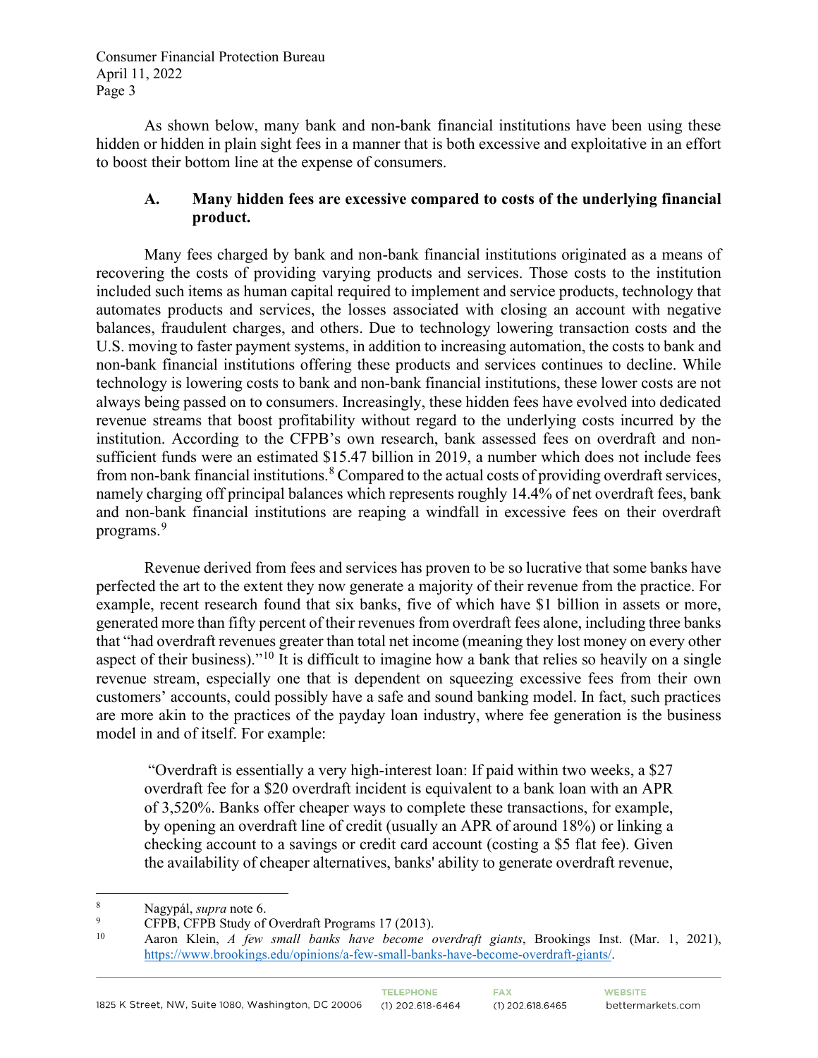As shown below, many bank and non-bank financial institutions have been using these hidden or hidden in plain sight fees in a manner that is both excessive and exploitative in an effort to boost their bottom line at the expense of consumers.

### A. Many hidden fees are excessive compared to costs of the underlying financial product.

Many fees charged by bank and non-bank financial institutions originated as a means of recovering the costs of providing varying products and services. Those costs to the institution included such items as human capital required to implement and service products, technology that automates products and services, the losses associated with closing an account with negative balances, fraudulent charges, and others. Due to technology lowering transaction costs and the U.S. moving to faster payment systems, in addition to increasing automation, the costs to bank and non-bank financial institutions offering these products and services continues to decline. While technology is lowering costs to bank and non-bank financial institutions, these lower costs are not always being passed on to consumers. Increasingly, these hidden fees have evolved into dedicated revenue streams that boost profitability without regard to the underlying costs incurred by the institution. According to the CFPB's own research, bank assessed fees on overdraft and non-sufficient funds were an estimated $15.47 billion in 2019, a number which does not include fees from non-bank financial institutions.[8] Compared to the actual costs of providing overdraft services, namely charging off principal balances which represents roughly 14.4% of net overdraft fees, bank and non-bank financial institutions are reaping a windfall in excessive fees on their overdraft programs.[9]

Revenue derived from fees and services has proven to be so lucrative that some banks have perfected the art to the extent they now generate a majority of their revenue from the practice. For example, recent research found that six banks, five of which have $1 billion in assets or more, generated more than fifty percent of their revenues from overdraft fees alone, including three banks that "had overdraft revenues greater than total net income (meaning they lost money on every other aspect of their business)."[10] It is difficult to imagine how a bank that relies so heavily on a single revenue stream, especially one that is dependent on squeezing excessive fees from their own customers' accounts, could possibly have a safe and sound banking model. In fact, such practices are more akin to the practices of the payday loan industry, where fee generation is the business model in and of itself. For example:

> "Overdraft is essentially a very high-interest loan: If paid within two weeks, a $27 overdraft fee for a $20 overdraft incident is equivalent to a bank loan with an APR of 3,520%. Banks offer cheaper ways to complete these transactions, for example, by opening an overdraft line of credit (usually an APR of around 18%) or linking a checking account to a savings or credit card account (costing a $5 flat fee). Given the availability of cheaper alternatives, banks' ability to generate overdraft revenue,

---

[8] Nagypál, *supra* note 6.

[9] CFPB, CFPB Study of Overdraft Programs 17 (2013).

[10] Aaron Klein, *A few small banks have become overdraft giants*, Brookings Inst. (Mar. 1, 2021), https://www.brookings.edu/opinions/a-few-small-banks-have-become-overdraft-giants/.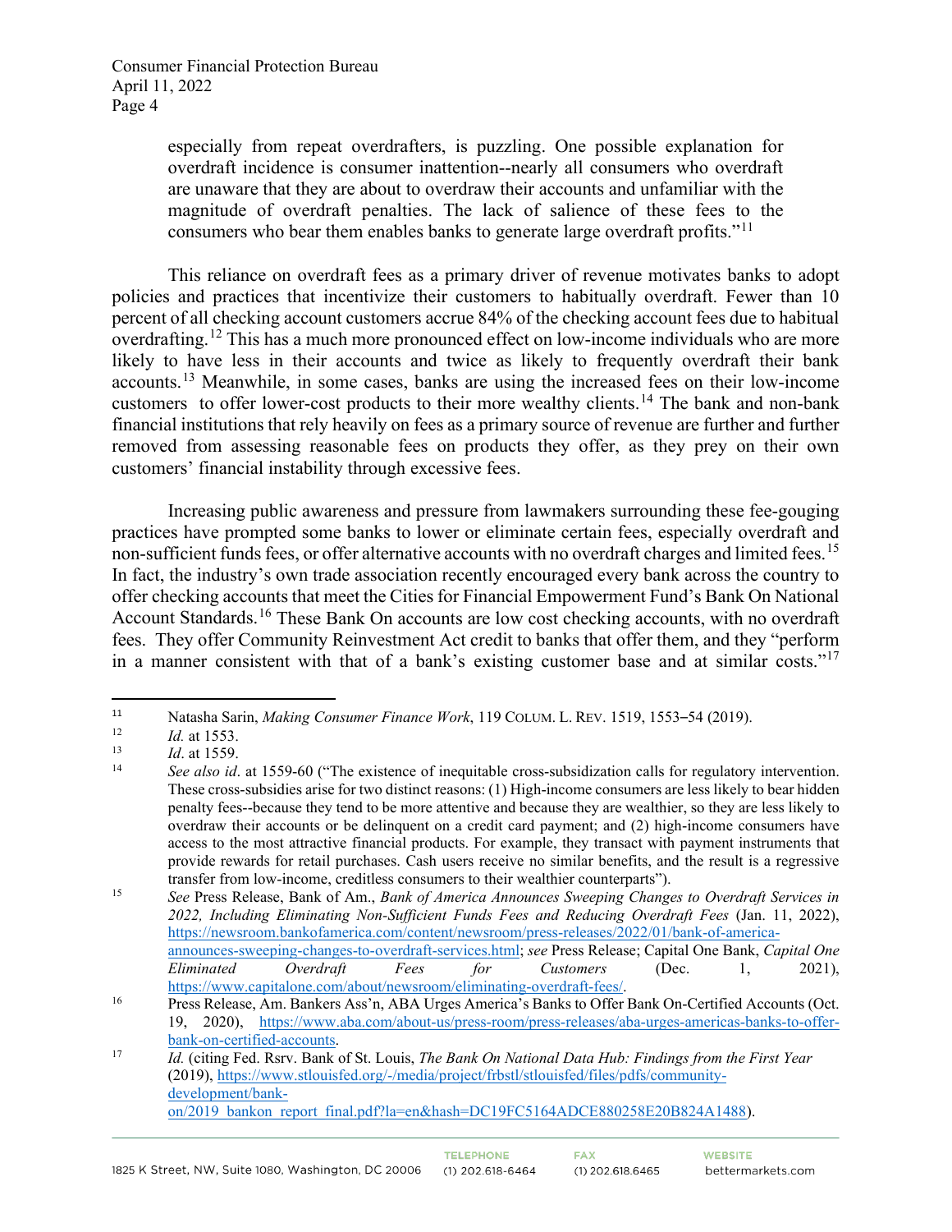> especially from repeat overdrafters, is puzzling. One possible explanation for overdraft incidence is consumer inattention--nearly all consumers who overdraft are unaware that they are about to overdraw their accounts and unfamiliar with the magnitude of overdraft penalties. The lack of salience of these fees to the consumers who bear them enables banks to generate large overdraft profits."[11]

This reliance on overdraft fees as a primary driver of revenue motivates banks to adopt policies and practices that incentivize their customers to habitually overdraft. Fewer than 10 percent of all checking account customers accrue 84% of the checking account fees due to habitual overdrafting.[12] This has a much more pronounced effect on low-income individuals who are more likely to have less in their accounts and twice as likely to frequently overdraft their bank accounts.[13] Meanwhile, in some cases, banks are using the increased fees on their low-income customers to offer lower-cost products to their more wealthy clients.[14] The bank and non-bank financial institutions that rely heavily on fees as a primary source of revenue are further and further removed from assessing reasonable fees on products they offer, as they prey on their own customers' financial instability through excessive fees.

Increasing public awareness and pressure from lawmakers surrounding these fee-gouging practices have prompted some banks to lower or eliminate certain fees, especially overdraft and non-sufficient funds fees, or offer alternative accounts with no overdraft charges and limited fees.[15] In fact, the industry's own trade association recently encouraged every bank across the country to offer checking accounts that meet the Cities for Financial Empowerment Fund's Bank On National Account Standards.[16] These Bank On accounts are low cost checking accounts, with no overdraft fees. They offer Community Reinvestment Act credit to banks that offer them, and they "perform in a manner consistent with that of a bank's existing customer base and at similar costs."[17]

---

[11] Natasha Sarin, *Making Consumer Finance Work*, 119 COLUM. L. REV. 1519, 1553–54 (2019).

[12] *Id.* at 1553.

[13] *Id*. at 1559.

[14] *See also id*. at 1559-60 ("The existence of inequitable cross-subsidization calls for regulatory intervention. These cross-subsidies arise for two distinct reasons: (1) High-income consumers are less likely to bear hidden penalty fees--because they tend to be more attentive and because they are wealthier, so they are less likely to overdraw their accounts or be delinquent on a credit card payment; and (2) high-income consumers have access to the most attractive financial products. For example, they transact with payment instruments that provide rewards for retail purchases. Cash users receive no similar benefits, and the result is a regressive transfer from low-income, creditless consumers to their wealthier counterparts").

[15] *See* Press Release, Bank of Am., *Bank of America Announces Sweeping Changes to Overdraft Services in 2022, Including Eliminating Non-Sufficient Funds Fees and Reducing Overdraft Fees* (Jan. 11, 2022), https://newsroom.bankofamerica.com/content/newsroom/press-releases/2022/01/bank-of-america-announces-sweeping-changes-to-overdraft-services.html; *see* Press Release; Capital One Bank, *Capital One Eliminated Overdraft Fees for Customers* (Dec. 1, 2021), https://www.capitalone.com/about/newsroom/eliminating-overdraft-fees/.

[16] Press Release, Am. Bankers Ass'n, ABA Urges America's Banks to Offer Bank On-Certified Accounts (Oct. 19, 2020), https://www.aba.com/about-us/press-room/press-releases/aba-urges-americas-banks-to-offer-bank-on-certified-accounts.

[17] *Id.* (citing Fed. Rsrv. Bank of St. Louis, *The Bank On National Data Hub: Findings from the First Year* (2019), https://www.stlouisfed.org/-/media/project/frbstl/stlouisfed/files/pdfs/community-development/bank-on/2019_bankon_report_final.pdf?la=en&hash=DC19FC5164ADCE880258E20B824A1488).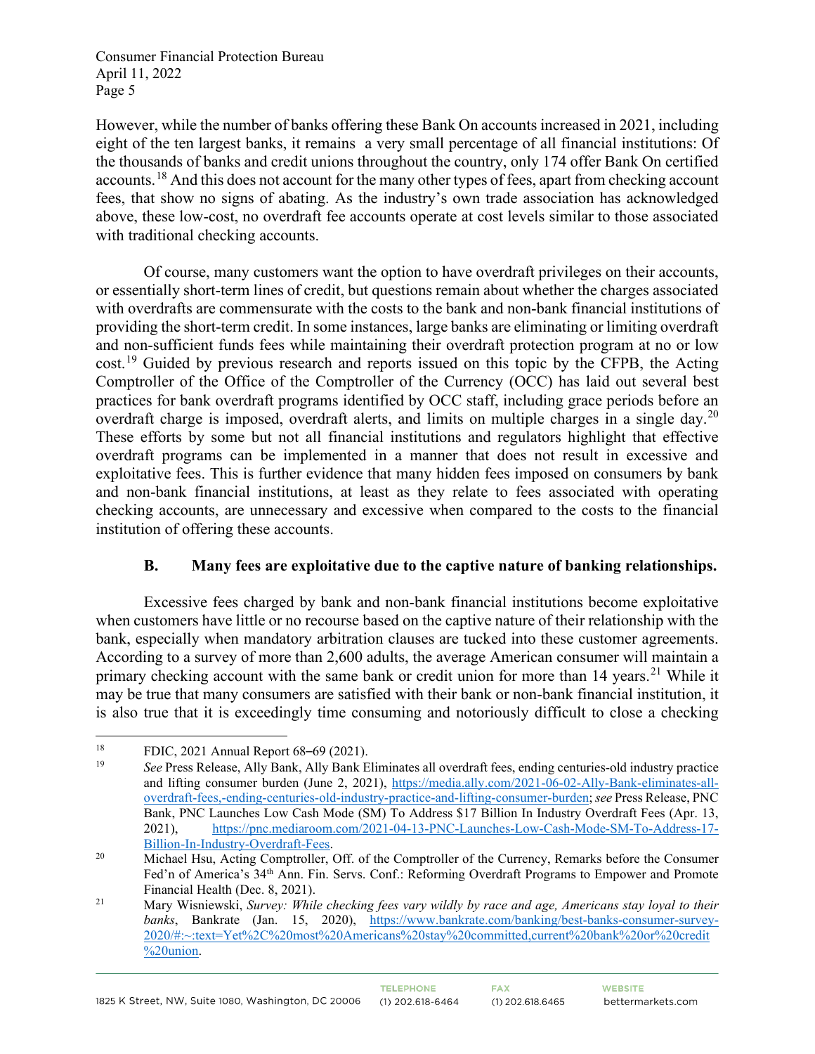However, while the number of banks offering these Bank On accounts increased in 2021, including eight of the ten largest banks, it remains a very small percentage of all financial institutions: Of the thousands of banks and credit unions throughout the country, only 174 offer Bank On certified accounts.[18] And this does not account for the many other types of fees, apart from checking account fees, that show no signs of abating. As the industry's own trade association has acknowledged above, these low-cost, no overdraft fee accounts operate at cost levels similar to those associated with traditional checking accounts.

Of course, many customers want the option to have overdraft privileges on their accounts, or essentially short-term lines of credit, but questions remain about whether the charges associated with overdrafts are commensurate with the costs to the bank and non-bank financial institutions of providing the short-term credit. In some instances, large banks are eliminating or limiting overdraft and non-sufficient funds fees while maintaining their overdraft protection program at no or low cost.[19] Guided by previous research and reports issued on this topic by the CFPB, the Acting Comptroller of the Office of the Comptroller of the Currency (OCC) has laid out several best practices for bank overdraft programs identified by OCC staff, including grace periods before an overdraft charge is imposed, overdraft alerts, and limits on multiple charges in a single day.[20] These efforts by some but not all financial institutions and regulators highlight that effective overdraft programs can be implemented in a manner that does not result in excessive and exploitative fees. This is further evidence that many hidden fees imposed on consumers by bank and non-bank financial institutions, at least as they relate to fees associated with operating checking accounts, are unnecessary and excessive when compared to the costs to the financial institution of offering these accounts.

### B. Many fees are exploitative due to the captive nature of banking relationships.

Excessive fees charged by bank and non-bank financial institutions become exploitative when customers have little or no recourse based on the captive nature of their relationship with the bank, especially when mandatory arbitration clauses are tucked into these customer agreements. According to a survey of more than 2,600 adults, the average American consumer will maintain a primary checking account with the same bank or credit union for more than 14 years.[21] While it may be true that many consumers are satisfied with their bank or non-bank financial institution, it is also true that it is exceedingly time consuming and notoriously difficult to close a checking

---

[18] FDIC, 2021 Annual Report 68–69 (2021).

[19] *See* Press Release, Ally Bank, Ally Bank Eliminates all overdraft fees, ending centuries-old industry practice and lifting consumer burden (June 2, 2021), https://media.ally.com/2021-06-02-Ally-Bank-eliminates-all-overdraft-fees,-ending-centuries-old-industry-practice-and-lifting-consumer-burden; *see* Press Release, PNC Bank, PNC Launches Low Cash Mode (SM) To Address $17 Billion In Industry Overdraft Fees (Apr. 13, 2021), https://pnc.mediaroom.com/2021-04-13-PNC-Launches-Low-Cash-Mode-SM-To-Address-17-Billion-In-Industry-Overdraft-Fees.

[20] Michael Hsu, Acting Comptroller, Off. of the Comptroller of the Currency, Remarks before the Consumer Fed'n of America's 34th Ann. Fin. Servs. Conf.: Reforming Overdraft Programs to Empower and Promote Financial Health (Dec. 8, 2021).

[21] Mary Wisniewski, *Survey: While checking fees vary wildly by race and age, Americans stay loyal to their banks*, Bankrate (Jan. 15, 2020), https://www.bankrate.com/banking/best-banks-consumer-survey-2020/#:~:text=Yet%2C%20most%20Americans%20stay%20committed,current%20bank%20or%20credit%20union.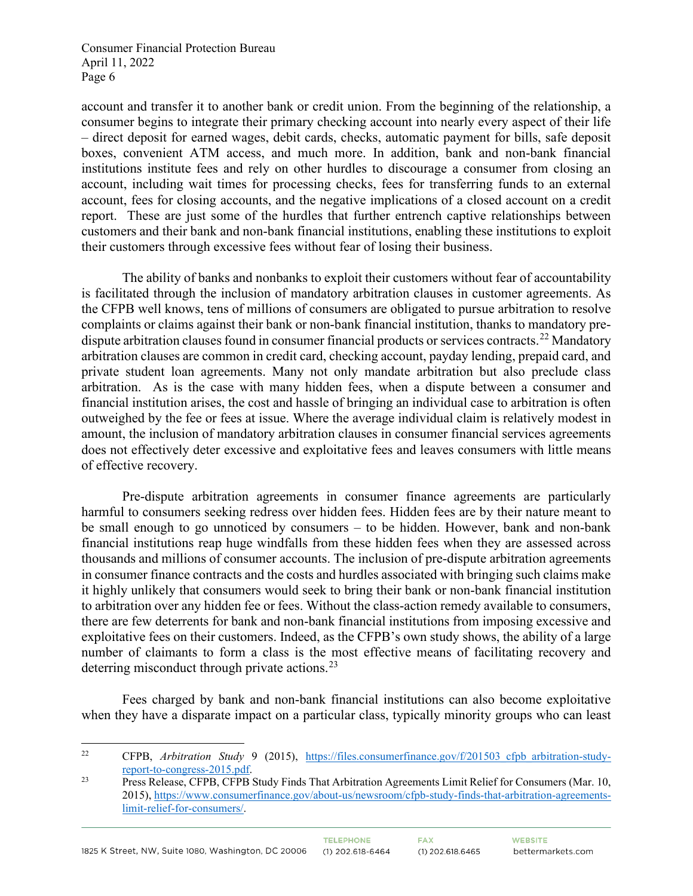account and transfer it to another bank or credit union. From the beginning of the relationship, a consumer begins to integrate their primary checking account into nearly every aspect of their life – direct deposit for earned wages, debit cards, checks, automatic payment for bills, safe deposit boxes, convenient ATM access, and much more. In addition, bank and non-bank financial institutions institute fees and rely on other hurdles to discourage a consumer from closing an account, including wait times for processing checks, fees for transferring funds to an external account, fees for closing accounts, and the negative implications of a closed account on a credit report. These are just some of the hurdles that further entrench captive relationships between customers and their bank and non-bank financial institutions, enabling these institutions to exploit their customers through excessive fees without fear of losing their business.

The ability of banks and nonbanks to exploit their customers without fear of accountability is facilitated through the inclusion of mandatory arbitration clauses in customer agreements. As the CFPB well knows, tens of millions of consumers are obligated to pursue arbitration to resolve complaints or claims against their bank or non-bank financial institution, thanks to mandatory pre-dispute arbitration clauses found in consumer financial products or services contracts.[22] Mandatory arbitration clauses are common in credit card, checking account, payday lending, prepaid card, and private student loan agreements. Many not only mandate arbitration but also preclude class arbitration. As is the case with many hidden fees, when a dispute between a consumer and financial institution arises, the cost and hassle of bringing an individual case to arbitration is often outweighed by the fee or fees at issue. Where the average individual claim is relatively modest in amount, the inclusion of mandatory arbitration clauses in consumer financial services agreements does not effectively deter excessive and exploitative fees and leaves consumers with little means of effective recovery.

Pre-dispute arbitration agreements in consumer finance agreements are particularly harmful to consumers seeking redress over hidden fees. Hidden fees are by their nature meant to be small enough to go unnoticed by consumers – to be hidden. However, bank and non-bank financial institutions reap huge windfalls from these hidden fees when they are assessed across thousands and millions of consumer accounts. The inclusion of pre-dispute arbitration agreements in consumer finance contracts and the costs and hurdles associated with bringing such claims make it highly unlikely that consumers would seek to bring their bank or non-bank financial institution to arbitration over any hidden fee or fees. Without the class-action remedy available to consumers, there are few deterrents for bank and non-bank financial institutions from imposing excessive and exploitative fees on their customers. Indeed, as the CFPB's own study shows, the ability of a large number of claimants to form a class is the most effective means of facilitating recovery and deterring misconduct through private actions.[23]

Fees charged by bank and non-bank financial institutions can also become exploitative when they have a disparate impact on a particular class, typically minority groups who can least

---

[22] CFPB, *Arbitration Study* 9 (2015), https://files.consumerfinance.gov/f/201503_cfpb_arbitration-study-report-to-congress-2015.pdf.

[23] Press Release, CFPB, CFPB Study Finds That Arbitration Agreements Limit Relief for Consumers (Mar. 10, 2015), https://www.consumerfinance.gov/about-us/newsroom/cfpb-study-finds-that-arbitration-agreements-limit-relief-for-consumers/.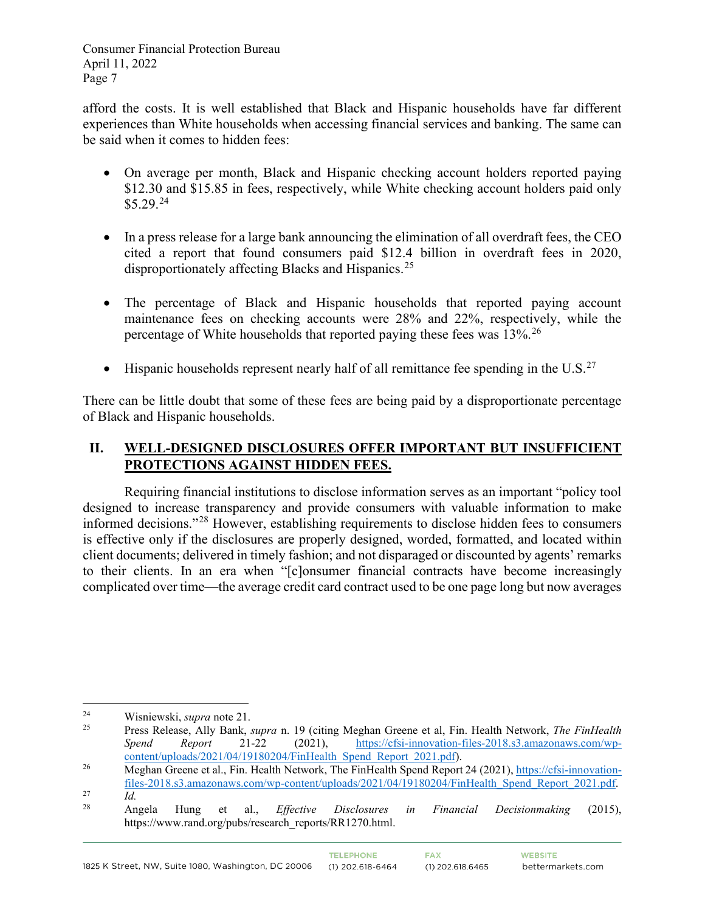afford the costs. It is well established that Black and Hispanic households have far different experiences than White households when accessing financial services and banking. The same can be said when it comes to hidden fees:

- On average per month, Black and Hispanic checking account holders reported paying $12.30 and $15.85 in fees, respectively, while White checking account holders paid only $5.29.[24]

- In a press release for a large bank announcing the elimination of all overdraft fees, the CEO cited a report that found consumers paid $12.4 billion in overdraft fees in 2020, disproportionately affecting Blacks and Hispanics.[25]

- The percentage of Black and Hispanic households that reported paying account maintenance fees on checking accounts were 28% and 22%, respectively, while the percentage of White households that reported paying these fees was 13%.[26]

- Hispanic households represent nearly half of all remittance fee spending in the U.S.[27]

There can be little doubt that some of these fees are being paid by a disproportionate percentage of Black and Hispanic households.

## II. <u>WELL-DESIGNED DISCLOSURES OFFER IMPORTANT BUT INSUFFICIENT PROTECTIONS AGAINST HIDDEN FEES.</u>

Requiring financial institutions to disclose information serves as an important "policy tool designed to increase transparency and provide consumers with valuable information to make informed decisions."[28] However, establishing requirements to disclose hidden fees to consumers is effective only if the disclosures are properly designed, worded, formatted, and located within client documents; delivered in timely fashion; and not disparaged or discounted by agents' remarks to their clients. In an era when "[c]onsumer financial contracts have become increasingly complicated over time—the average credit card contract used to be one page long but now averages

---

[24] Wisniewski, *supra* note 21.

[25] Press Release, Ally Bank, *supra* n. 19 (citing Meghan Greene et al, Fin. Health Network, *The FinHealth Spend Report* 21-22 (2021), https://cfsi-innovation-files-2018.s3.amazonaws.com/wp-content/uploads/2021/04/19180204/FinHealth_Spend_Report_2021.pdf).

[26] Meghan Greene et al., Fin. Health Network, The FinHealth Spend Report 24 (2021), https://cfsi-innovation-files-2018.s3.amazonaws.com/wp-content/uploads/2021/04/19180204/FinHealth_Spend_Report_2021.pdf.

[27] *Id.*

[28] Angela Hung et al., *Effective Disclosures in Financial Decisionmaking* (2015), https://www.rand.org/pubs/research_reports/RR1270.html.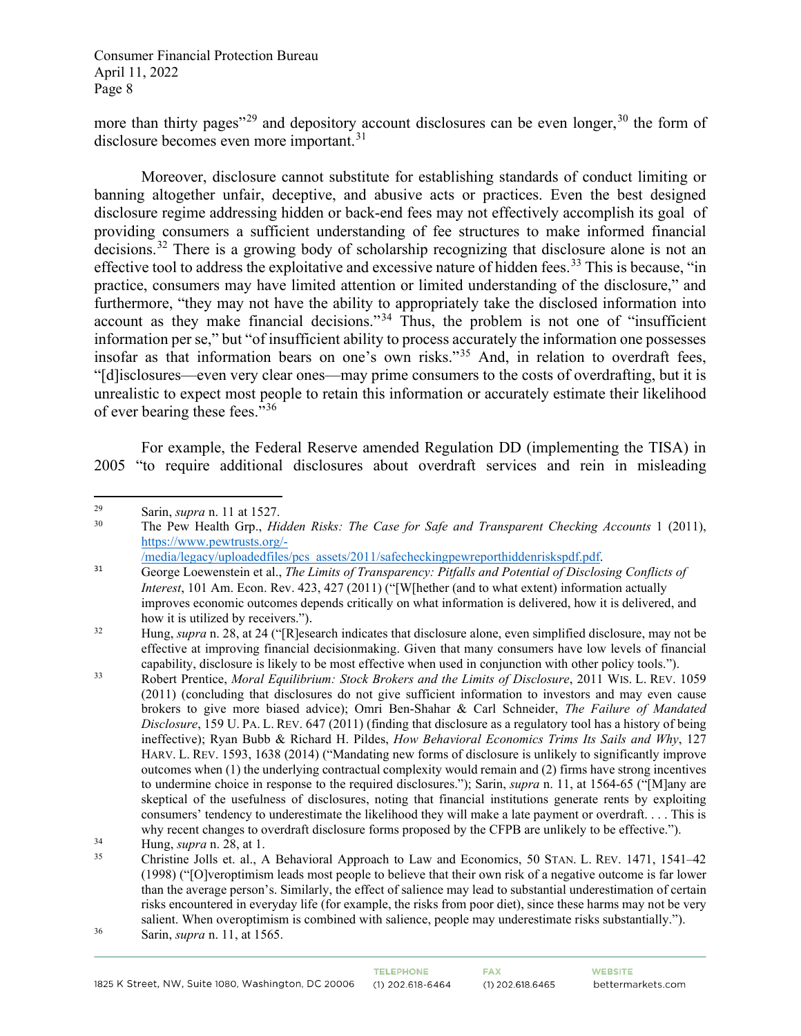more than thirty pages"[29] and depository account disclosures can be even longer,[30] the form of disclosure becomes even more important.[31]

Moreover, disclosure cannot substitute for establishing standards of conduct limiting or banning altogether unfair, deceptive, and abusive acts or practices. Even the best designed disclosure regime addressing hidden or back-end fees may not effectively accomplish its goal of providing consumers a sufficient understanding of fee structures to make informed financial decisions.[32] There is a growing body of scholarship recognizing that disclosure alone is not an effective tool to address the exploitative and excessive nature of hidden fees.[33] This is because, "in practice, consumers may have limited attention or limited understanding of the disclosure," and furthermore, "they may not have the ability to appropriately take the disclosed information into account as they make financial decisions."[34] Thus, the problem is not one of "insufficient information per se," but "of insufficient ability to process accurately the information one possesses insofar as that information bears on one's own risks."[35] And, in relation to overdraft fees, "[d]isclosures—even very clear ones—may prime consumers to the costs of overdrafting, but it is unrealistic to expect most people to retain this information or accurately estimate their likelihood of ever bearing these fees."[36]

For example, the Federal Reserve amended Regulation DD (implementing the TISA) in 2005 "to require additional disclosures about overdraft services and rein in misleading

---

[29] Sarin, *supra* n. 11 at 1527.

[30] The Pew Health Grp., *Hidden Risks: The Case for Safe and Transparent Checking Accounts* 1 (2011), https://www.pewtrusts.org/-/media/legacy/uploadedfiles/pcs_assets/2011/safecheckingpewreporthiddenriskspdf.pdf.

[31] George Loewenstein et al., *The Limits of Transparency: Pitfalls and Potential of Disclosing Conflicts of Interest*, 101 Am. Econ. Rev. 423, 427 (2011) ("[W[hether (and to what extent) information actually improves economic outcomes depends critically on what information is delivered, how it is delivered, and how it is utilized by receivers.").

[32] Hung, *supra* n. 28, at 24 ("[R]esearch indicates that disclosure alone, even simplified disclosure, may not be effective at improving financial decisionmaking. Given that many consumers have low levels of financial capability, disclosure is likely to be most effective when used in conjunction with other policy tools.").

[33] Robert Prentice, *Moral Equilibrium: Stock Brokers and the Limits of Disclosure*, 2011 WIS. L. REV. 1059 (2011) (concluding that disclosures do not give sufficient information to investors and may even cause brokers to give more biased advice); Omri Ben-Shahar & Carl Schneider, *The Failure of Mandated Disclosure*, 159 U. PA. L. REV. 647 (2011) (finding that disclosure as a regulatory tool has a history of being ineffective); Ryan Bubb & Richard H. Pildes, *How Behavioral Economics Trims Its Sails and Why*, 127 HARV. L. REV. 1593, 1638 (2014) ("Mandating new forms of disclosure is unlikely to significantly improve outcomes when (1) the underlying contractual complexity would remain and (2) firms have strong incentives to undermine choice in response to the required disclosures."); Sarin, *supra* n. 11, at 1564-65 ("[M]any are skeptical of the usefulness of disclosures, noting that financial institutions generate rents by exploiting consumers' tendency to underestimate the likelihood they will make a late payment or overdraft. . . . This is why recent changes to overdraft disclosure forms proposed by the CFPB are unlikely to be effective.").

[34] Hung, *supra* n. 28, at 1.

[35] Christine Jolls et. al., A Behavioral Approach to Law and Economics, 50 STAN. L. REV. 1471, 1541–42 (1998) ("[O]veroptimism leads most people to believe that their own risk of a negative outcome is far lower than the average person's. Similarly, the effect of salience may lead to substantial underestimation of certain risks encountered in everyday life (for example, the risks from poor diet), since these harms may not be very salient. When overoptimism is combined with salience, people may underestimate risks substantially.").

[36] Sarin, *supra* n. 11, at 1565.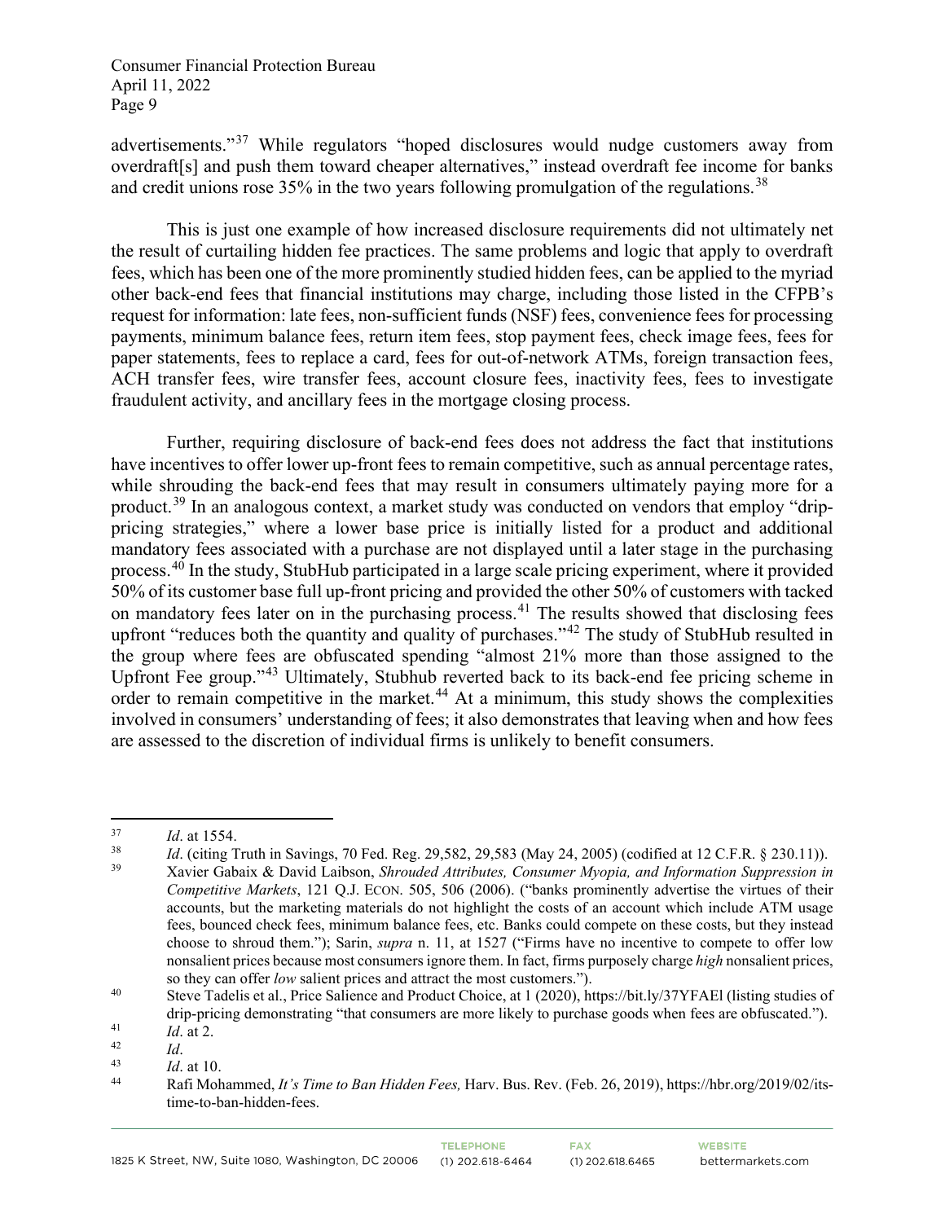advertisements."[37] While regulators "hoped disclosures would nudge customers away from overdraft[s] and push them toward cheaper alternatives," instead overdraft fee income for banks and credit unions rose 35% in the two years following promulgation of the regulations.[38]

This is just one example of how increased disclosure requirements did not ultimately net the result of curtailing hidden fee practices. The same problems and logic that apply to overdraft fees, which has been one of the more prominently studied hidden fees, can be applied to the myriad other back-end fees that financial institutions may charge, including those listed in the CFPB's request for information: late fees, non-sufficient funds (NSF) fees, convenience fees for processing payments, minimum balance fees, return item fees, stop payment fees, check image fees, fees for paper statements, fees to replace a card, fees for out-of-network ATMs, foreign transaction fees, ACH transfer fees, wire transfer fees, account closure fees, inactivity fees, fees to investigate fraudulent activity, and ancillary fees in the mortgage closing process.

Further, requiring disclosure of back-end fees does not address the fact that institutions have incentives to offer lower up-front fees to remain competitive, such as annual percentage rates, while shrouding the back-end fees that may result in consumers ultimately paying more for a product.[39] In an analogous context, a market study was conducted on vendors that employ "drip-pricing strategies," where a lower base price is initially listed for a product and additional mandatory fees associated with a purchase are not displayed until a later stage in the purchasing process.[40] In the study, StubHub participated in a large scale pricing experiment, where it provided 50% of its customer base full up-front pricing and provided the other 50% of customers with tacked on mandatory fees later on in the purchasing process.[41] The results showed that disclosing fees upfront "reduces both the quantity and quality of purchases."[42] The study of StubHub resulted in the group where fees are obfuscated spending "almost 21% more than those assigned to the Upfront Fee group."[43] Ultimately, Stubhub reverted back to its back-end fee pricing scheme in order to remain competitive in the market.[44] At a minimum, this study shows the complexities involved in consumers' understanding of fees; it also demonstrates that leaving when and how fees are assessed to the discretion of individual firms is unlikely to benefit consumers.

---

[37] *Id*. at 1554.

[38] *Id*. (citing Truth in Savings, 70 Fed. Reg. 29,582, 29,583 (May 24, 2005) (codified at 12 C.F.R. § 230.11)).

[39] Xavier Gabaix & David Laibson, *Shrouded Attributes, Consumer Myopia, and Information Suppression in Competitive Markets*, 121 Q.J. ECON. 505, 506 (2006). ("banks prominently advertise the virtues of their accounts, but the marketing materials do not highlight the costs of an account which include ATM usage fees, bounced check fees, minimum balance fees, etc. Banks could compete on these costs, but they instead choose to shroud them."); Sarin, *supra* n. 11, at 1527 ("Firms have no incentive to compete to offer low nonsalient prices because most consumers ignore them. In fact, firms purposely charge *high* nonsalient prices, so they can offer *low* salient prices and attract the most customers.").

[40] Steve Tadelis et al., Price Salience and Product Choice, at 1 (2020), https://bit.ly/37YFAEl (listing studies of drip-pricing demonstrating "that consumers are more likely to purchase goods when fees are obfuscated.").

[41] *Id*. at 2.

[42] *Id*.

[43] *Id*. at 10.

[44] Rafi Mohammed, *It's Time to Ban Hidden Fees,* Harv. Bus. Rev. (Feb. 26, 2019), https://hbr.org/2019/02/its-time-to-ban-hidden-fees.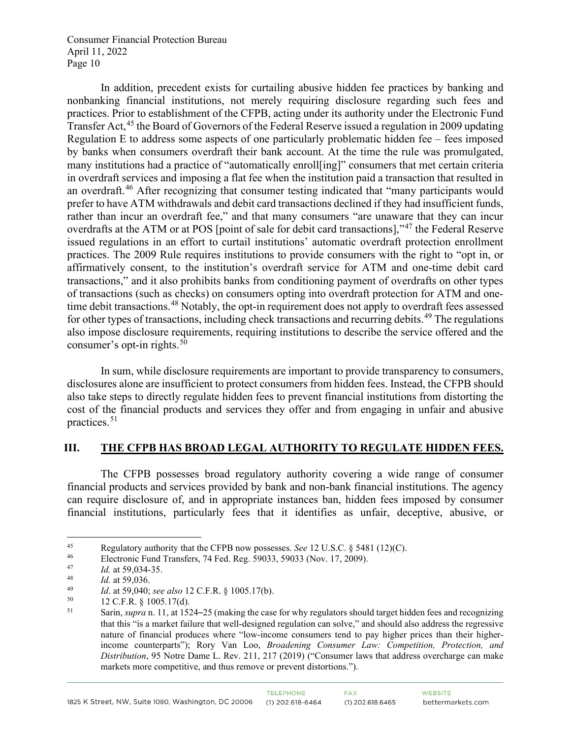In addition, precedent exists for curtailing abusive hidden fee practices by banking and nonbanking financial institutions, not merely requiring disclosure regarding such fees and practices. Prior to establishment of the CFPB, acting under its authority under the Electronic Fund Transfer Act,[45] the Board of Governors of the Federal Reserve issued a regulation in 2009 updating Regulation E to address some aspects of one particularly problematic hidden fee – fees imposed by banks when consumers overdraft their bank account. At the time the rule was promulgated, many institutions had a practice of "automatically enroll[ing]" consumers that met certain criteria in overdraft services and imposing a flat fee when the institution paid a transaction that resulted in an overdraft.[46] After recognizing that consumer testing indicated that "many participants would prefer to have ATM withdrawals and debit card transactions declined if they had insufficient funds, rather than incur an overdraft fee," and that many consumers "are unaware that they can incur overdrafts at the ATM or at POS [point of sale for debit card transactions],"[47] the Federal Reserve issued regulations in an effort to curtail institutions' automatic overdraft protection enrollment practices. The 2009 Rule requires institutions to provide consumers with the right to "opt in, or affirmatively consent, to the institution's overdraft service for ATM and one-time debit card transactions," and it also prohibits banks from conditioning payment of overdrafts on other types of transactions (such as checks) on consumers opting into overdraft protection for ATM and one-time debit transactions.[48] Notably, the opt-in requirement does not apply to overdraft fees assessed for other types of transactions, including check transactions and recurring debits.[49] The regulations also impose disclosure requirements, requiring institutions to describe the service offered and the consumer's opt-in rights.[50]

In sum, while disclosure requirements are important to provide transparency to consumers, disclosures alone are insufficient to protect consumers from hidden fees. Instead, the CFPB should also take steps to directly regulate hidden fees to prevent financial institutions from distorting the cost of the financial products and services they offer and from engaging in unfair and abusive practices.[51]

## III. THE CFPB HAS BROAD LEGAL AUTHORITY TO REGULATE HIDDEN FEES.

The CFPB possesses broad regulatory authority covering a wide range of consumer financial products and services provided by bank and non-bank financial institutions. The agency can require disclosure of, and in appropriate instances ban, hidden fees imposed by consumer financial institutions, particularly fees that it identifies as unfair, deceptive, abusive, or

---

[45] Regulatory authority that the CFPB now possesses. *See* 12 U.S.C. § 5481 (12)(C).

[46] Electronic Fund Transfers, 74 Fed. Reg. 59033, 59033 (Nov. 17, 2009).

[47] *Id.* at 59,034-35.

[48] *Id.* at 59,036.

[49] *Id*. at 59,040; *see also* 12 C.F.R. § 1005.17(b).

[50] 12 C.F.R. § 1005.17(d).

[51] Sarin, *supra* n. 11, at 1524–25 (making the case for why regulators should target hidden fees and recognizing that this "is a market failure that well-designed regulation can solve," and should also address the regressive nature of financial produces where "low-income consumers tend to pay higher prices than their higher-income counterparts"); Rory Van Loo, *Broadening Consumer Law: Competition, Protection, and Distribution*, 95 Notre Dame L. Rev. 211, 217 (2019) ("Consumer laws that address overcharge can make markets more competitive, and thus remove or prevent distortions.").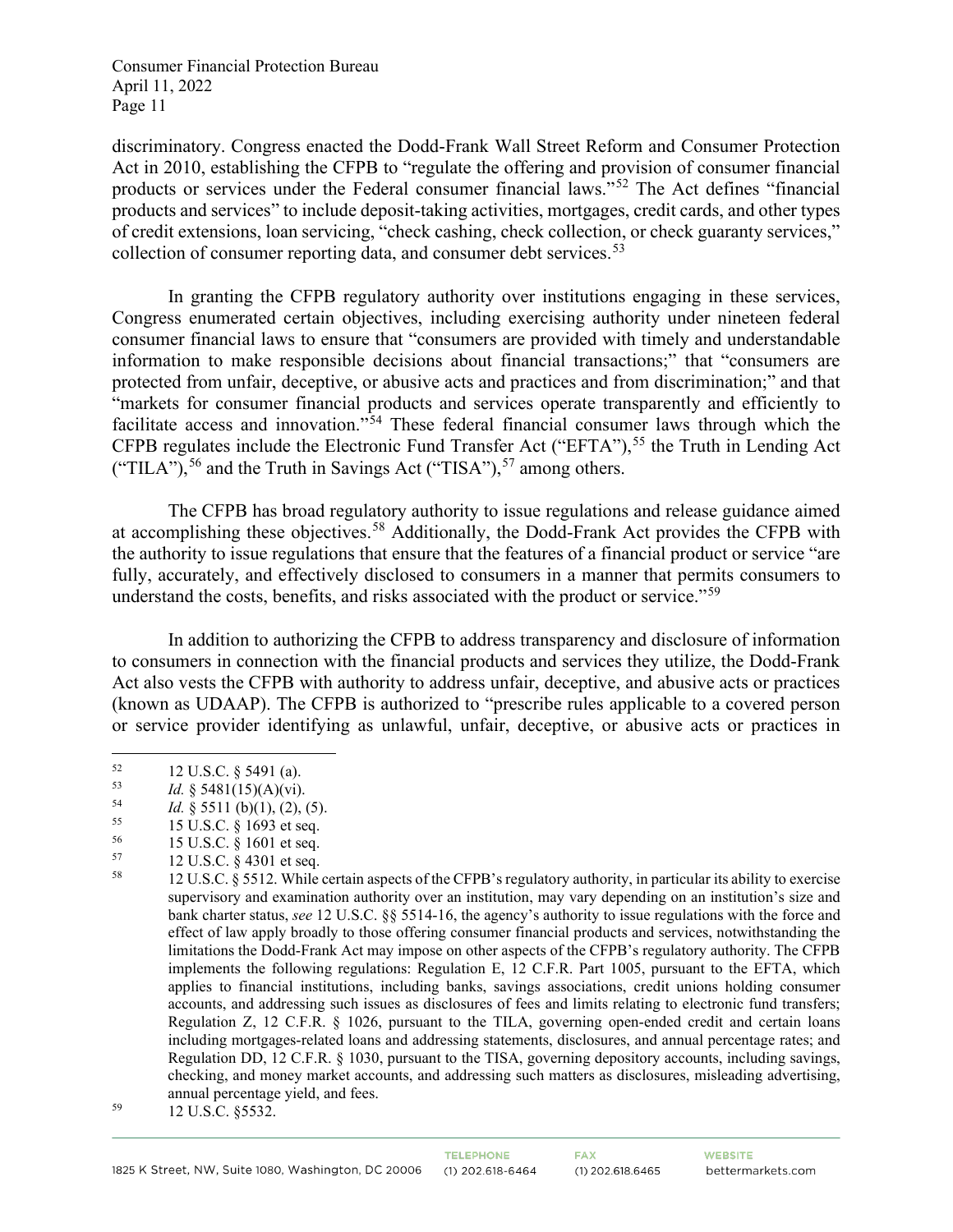discriminatory. Congress enacted the Dodd-Frank Wall Street Reform and Consumer Protection Act in 2010, establishing the CFPB to "regulate the offering and provision of consumer financial products or services under the Federal consumer financial laws."[52] The Act defines "financial products and services" to include deposit-taking activities, mortgages, credit cards, and other types of credit extensions, loan servicing, "check cashing, check collection, or check guaranty services," collection of consumer reporting data, and consumer debt services.[53]

In granting the CFPB regulatory authority over institutions engaging in these services, Congress enumerated certain objectives, including exercising authority under nineteen federal consumer financial laws to ensure that "consumers are provided with timely and understandable information to make responsible decisions about financial transactions;" that "consumers are protected from unfair, deceptive, or abusive acts and practices and from discrimination;" and that "markets for consumer financial products and services operate transparently and efficiently to facilitate access and innovation."[54] These federal financial consumer laws through which the CFPB regulates include the Electronic Fund Transfer Act ("EFTA"),[55] the Truth in Lending Act ("TILA"),[56] and the Truth in Savings Act ("TISA"),[57] among others.

The CFPB has broad regulatory authority to issue regulations and release guidance aimed at accomplishing these objectives.[58] Additionally, the Dodd-Frank Act provides the CFPB with the authority to issue regulations that ensure that the features of a financial product or service "are fully, accurately, and effectively disclosed to consumers in a manner that permits consumers to understand the costs, benefits, and risks associated with the product or service."[59]

In addition to authorizing the CFPB to address transparency and disclosure of information to consumers in connection with the financial products and services they utilize, the Dodd-Frank Act also vests the CFPB with authority to address unfair, deceptive, and abusive acts or practices (known as UDAAP). The CFPB is authorized to "prescribe rules applicable to a covered person or service provider identifying as unlawful, unfair, deceptive, or abusive acts or practices in

---

[52] 12 U.S.C. § 5491 (a).

[53] *Id.* § 5481(15)(A)(vi).

[54] *Id.* § 5511 (b)(1), (2), (5).

[55] 15 U.S.C. § 1693 et seq.

[56] 15 U.S.C. § 1601 et seq.

[57] 12 U.S.C. § 4301 et seq.

[58] 12 U.S.C. § 5512. While certain aspects of the CFPB's regulatory authority, in particular its ability to exercise supervisory and examination authority over an institution, may vary depending on an institution's size and bank charter status, *see* 12 U.S.C. §§ 5514-16, the agency's authority to issue regulations with the force and effect of law apply broadly to those offering consumer financial products and services, notwithstanding the limitations the Dodd-Frank Act may impose on other aspects of the CFPB's regulatory authority. The CFPB implements the following regulations: Regulation E, 12 C.F.R. Part 1005, pursuant to the EFTA, which applies to financial institutions, including banks, savings associations, credit unions holding consumer accounts, and addressing such issues as disclosures of fees and limits relating to electronic fund transfers; Regulation Z, 12 C.F.R. § 1026, pursuant to the TILA, governing open-ended credit and certain loans including mortgages-related loans and addressing statements, disclosures, and annual percentage rates; and Regulation DD, 12 C.F.R. § 1030, pursuant to the TISA, governing depository accounts, including savings, checking, and money market accounts, and addressing such matters as disclosures, misleading advertising, annual percentage yield, and fees.

[59] 12 U.S.C. §5532.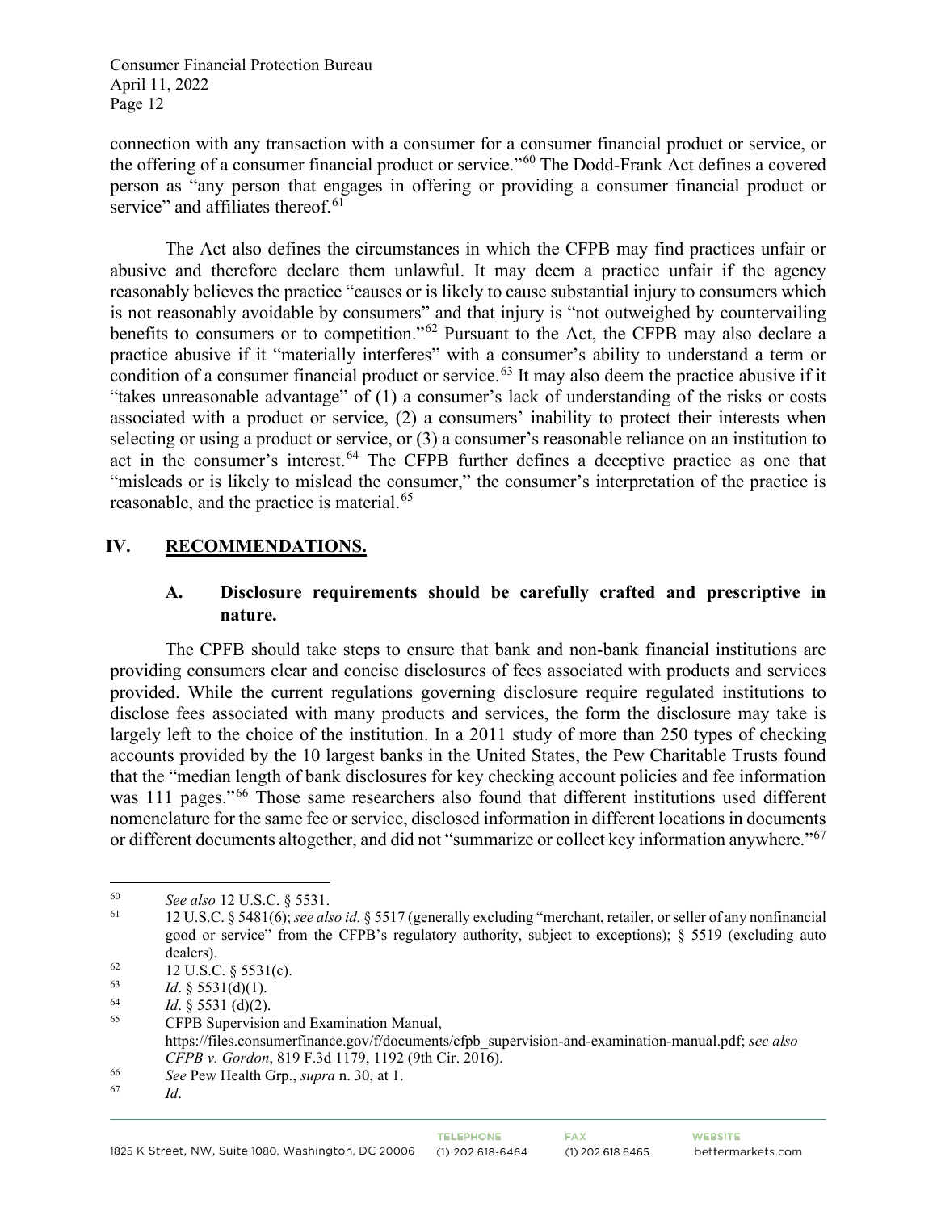connection with any transaction with a consumer for a consumer financial product or service, or the offering of a consumer financial product or service."[60] The Dodd-Frank Act defines a covered person as "any person that engages in offering or providing a consumer financial product or service" and affiliates thereof.[61]

The Act also defines the circumstances in which the CFPB may find practices unfair or abusive and therefore declare them unlawful. It may deem a practice unfair if the agency reasonably believes the practice "causes or is likely to cause substantial injury to consumers which is not reasonably avoidable by consumers" and that injury is "not outweighed by countervailing benefits to consumers or to competition."[62] Pursuant to the Act, the CFPB may also declare a practice abusive if it "materially interferes" with a consumer's ability to understand a term or condition of a consumer financial product or service.[63] It may also deem the practice abusive if it "takes unreasonable advantage" of (1) a consumer's lack of understanding of the risks or costs associated with a product or service, (2) a consumers' inability to protect their interests when selecting or using a product or service, or (3) a consumer's reasonable reliance on an institution to act in the consumer's interest.[64] The CFPB further defines a deceptive practice as one that "misleads or is likely to mislead the consumer," the consumer's interpretation of the practice is reasonable, and the practice is material.[65]

## IV. RECOMMENDATIONS.

### A. Disclosure requirements should be carefully crafted and prescriptive in nature.

The CPFB should take steps to ensure that bank and non-bank financial institutions are providing consumers clear and concise disclosures of fees associated with products and services provided. While the current regulations governing disclosure require regulated institutions to disclose fees associated with many products and services, the form the disclosure may take is largely left to the choice of the institution. In a 2011 study of more than 250 types of checking accounts provided by the 10 largest banks in the United States, the Pew Charitable Trusts found that the "median length of bank disclosures for key checking account policies and fee information was 111 pages."[66] Those same researchers also found that different institutions used different nomenclature for the same fee or service, disclosed information in different locations in documents or different documents altogether, and did not "summarize or collect key information anywhere."[67]

---

[60] *See also* 12 U.S.C. § 5531.

[61] 12 U.S.C. § 5481(6); *see also id.* § 5517 (generally excluding "merchant, retailer, or seller of any nonfinancial good or service" from the CFPB's regulatory authority, subject to exceptions); § 5519 (excluding auto dealers).

[62] 12 U.S.C. § 5531(c).

[63] *Id*. § 5531(d)(1).

[64] *Id*. § 5531 (d)(2).

[65] CFPB Supervision and Examination Manual, https://files.consumerfinance.gov/f/documents/cfpb_supervision-and-examination-manual.pdf; *see also CFPB v. Gordon*, 819 F.3d 1179, 1192 (9th Cir. 2016).

[66] *See* Pew Health Grp., *supra* n. 30, at 1.

[67] *Id*.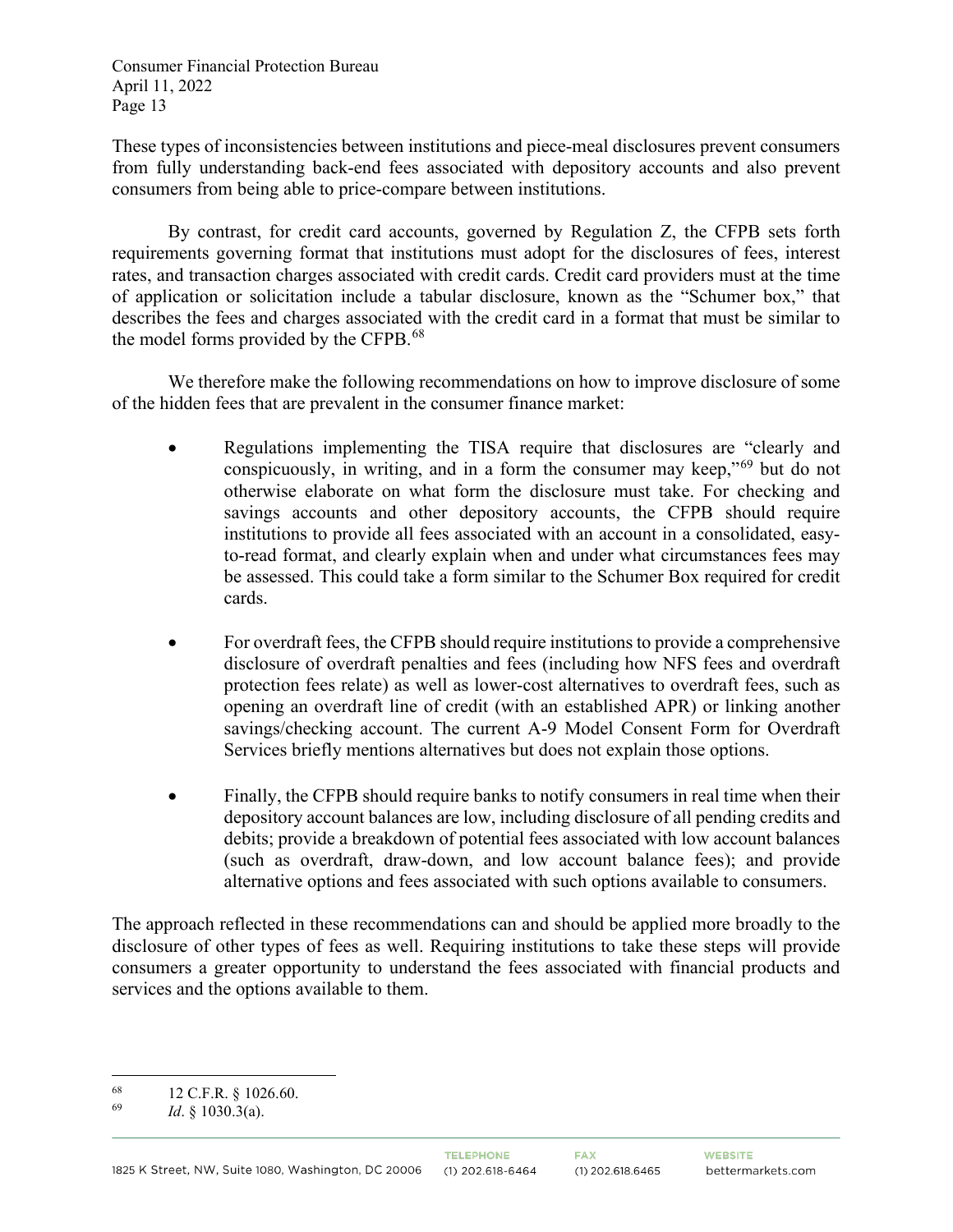These types of inconsistencies between institutions and piece-meal disclosures prevent consumers from fully understanding back-end fees associated with depository accounts and also prevent consumers from being able to price-compare between institutions.

By contrast, for credit card accounts, governed by Regulation Z, the CFPB sets forth requirements governing format that institutions must adopt for the disclosures of fees, interest rates, and transaction charges associated with credit cards. Credit card providers must at the time of application or solicitation include a tabular disclosure, known as the "Schumer box," that describes the fees and charges associated with the credit card in a format that must be similar to the model forms provided by the CFPB.[68]

We therefore make the following recommendations on how to improve disclosure of some of the hidden fees that are prevalent in the consumer finance market:

- Regulations implementing the TISA require that disclosures are "clearly and conspicuously, in writing, and in a form the consumer may keep,"[69] but do not otherwise elaborate on what form the disclosure must take. For checking and savings accounts and other depository accounts, the CFPB should require institutions to provide all fees associated with an account in a consolidated, easy-to-read format, and clearly explain when and under what circumstances fees may be assessed. This could take a form similar to the Schumer Box required for credit cards.

- For overdraft fees, the CFPB should require institutions to provide a comprehensive disclosure of overdraft penalties and fees (including how NFS fees and overdraft protection fees relate) as well as lower-cost alternatives to overdraft fees, such as opening an overdraft line of credit (with an established APR) or linking another savings/checking account. The current A-9 Model Consent Form for Overdraft Services briefly mentions alternatives but does not explain those options.

- Finally, the CFPB should require banks to notify consumers in real time when their depository account balances are low, including disclosure of all pending credits and debits; provide a breakdown of potential fees associated with low account balances (such as overdraft, draw-down, and low account balance fees); and provide alternative options and fees associated with such options available to consumers.

The approach reflected in these recommendations can and should be applied more broadly to the disclosure of other types of fees as well. Requiring institutions to take these steps will provide consumers a greater opportunity to understand the fees associated with financial products and services and the options available to them.

---

[68] 12 C.F.R. § 1026.60.

[69] *Id*. § 1030.3(a).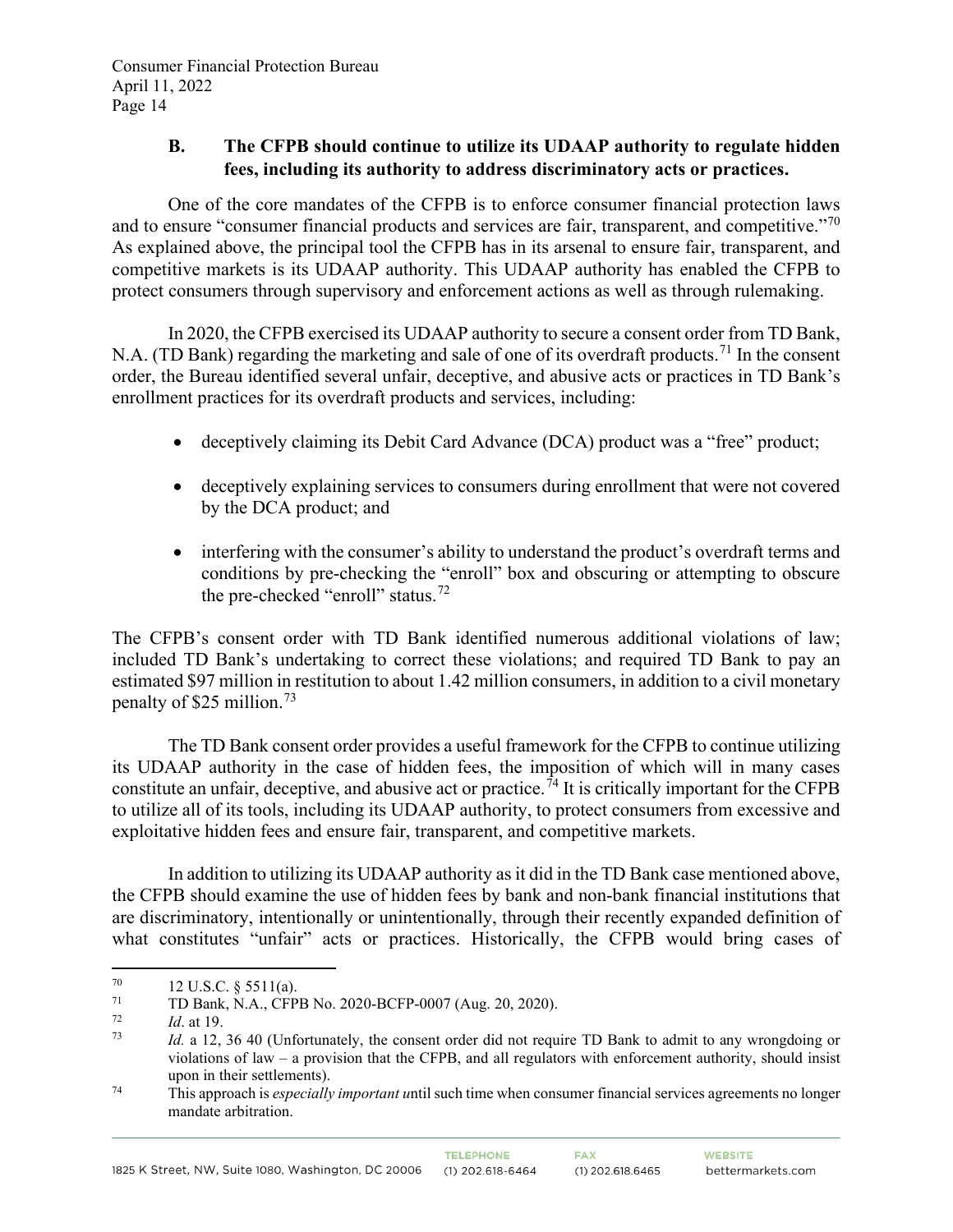### B. The CFPB should continue to utilize its UDAAP authority to regulate hidden fees, including its authority to address discriminatory acts or practices.

One of the core mandates of the CFPB is to enforce consumer financial protection laws and to ensure "consumer financial products and services are fair, transparent, and competitive."[70] As explained above, the principal tool the CFPB has in its arsenal to ensure fair, transparent, and competitive markets is its UDAAP authority. This UDAAP authority has enabled the CFPB to protect consumers through supervisory and enforcement actions as well as through rulemaking.

In 2020, the CFPB exercised its UDAAP authority to secure a consent order from TD Bank, N.A. (TD Bank) regarding the marketing and sale of one of its overdraft products.[71] In the consent order, the Bureau identified several unfair, deceptive, and abusive acts or practices in TD Bank's enrollment practices for its overdraft products and services, including:

- deceptively claiming its Debit Card Advance (DCA) product was a "free" product;
- deceptively explaining services to consumers during enrollment that were not covered by the DCA product; and
- interfering with the consumer's ability to understand the product's overdraft terms and conditions by pre-checking the "enroll" box and obscuring or attempting to obscure the pre-checked "enroll" status.[72]

The CFPB's consent order with TD Bank identified numerous additional violations of law; included TD Bank's undertaking to correct these violations; and required TD Bank to pay an estimated $97 million in restitution to about 1.42 million consumers, in addition to a civil monetary penalty of $25 million.[73]

The TD Bank consent order provides a useful framework for the CFPB to continue utilizing its UDAAP authority in the case of hidden fees, the imposition of which will in many cases constitute an unfair, deceptive, and abusive act or practice.[74] It is critically important for the CFPB to utilize all of its tools, including its UDAAP authority, to protect consumers from excessive and exploitative hidden fees and ensure fair, transparent, and competitive markets.

In addition to utilizing its UDAAP authority as it did in the TD Bank case mentioned above, the CFPB should examine the use of hidden fees by bank and non-bank financial institutions that are discriminatory, intentionally or unintentionally, through their recently expanded definition of what constitutes "unfair" acts or practices. Historically, the CFPB would bring cases of

---

[70] 12 U.S.C. § 5511(a).

[71] TD Bank, N.A., CFPB No. 2020-BCFP-0007 (Aug. 20, 2020).

[72] *Id*. at 19.

[73] *Id.* a 12, 36 40 (Unfortunately, the consent order did not require TD Bank to admit to any wrongdoing or violations of law – a provision that the CFPB, and all regulators with enforcement authority, should insist upon in their settlements).

[74] This approach is *especially important u*ntil such time when consumer financial services agreements no longer mandate arbitration.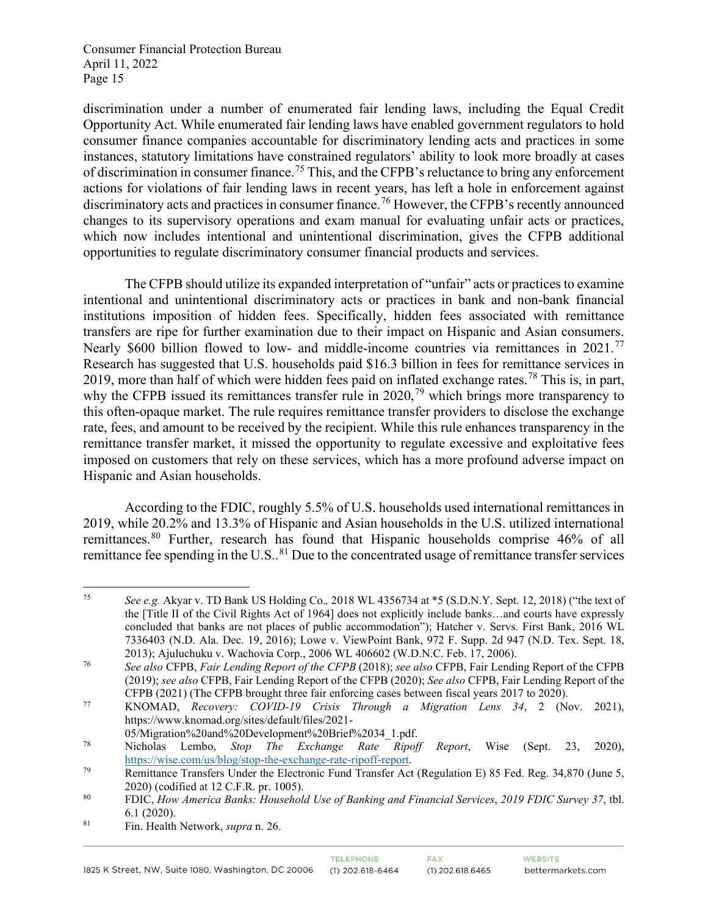discrimination under a number of enumerated fair lending laws, including the Equal Credit Opportunity Act. While enumerated fair lending laws have enabled government regulators to hold consumer finance companies accountable for discriminatory lending acts and practices in some instances, statutory limitations have constrained regulators' ability to look more broadly at cases of discrimination in consumer finance.[75] This, and the CFPB's reluctance to bring any enforcement actions for violations of fair lending laws in recent years, has left a hole in enforcement against discriminatory acts and practices in consumer finance.[76] However, the CFPB's recently announced changes to its supervisory operations and exam manual for evaluating unfair acts or practices, which now includes intentional and unintentional discrimination, gives the CFPB additional opportunities to regulate discriminatory consumer financial products and services.

The CFPB should utilize its expanded interpretation of "unfair" acts or practices to examine intentional and unintentional discriminatory acts or practices in bank and non-bank financial institutions imposition of hidden fees. Specifically, hidden fees associated with remittance transfers are ripe for further examination due to their impact on Hispanic and Asian consumers. Nearly $600 billion flowed to low- and middle-income countries via remittances in 2021.[77] Research has suggested that U.S. households paid $16.3 billion in fees for remittance services in 2019, more than half of which were hidden fees paid on inflated exchange rates.[78] This is, in part, why the CFPB issued its remittances transfer rule in 2020,[79] which brings more transparency to this often-opaque market. The rule requires remittance transfer providers to disclose the exchange rate, fees, and amount to be received by the recipient. While this rule enhances transparency in the remittance transfer market, it missed the opportunity to regulate excessive and exploitative fees imposed on customers that rely on these services, which has a more profound adverse impact on Hispanic and Asian households.

According to the FDIC, roughly 5.5% of U.S. households used international remittances in 2019, while 20.2% and 13.3% of Hispanic and Asian households in the U.S. utilized international remittances.[80] Further, research has found that Hispanic households comprise 46% of all remittance fee spending in the U.S..[81] Due to the concentrated usage of remittance transfer services

---

[75] *See e.g.* Akyar v. TD Bank US Holding Co., 2018 WL 4356734 at *5 (S.D.N.Y. Sept. 12, 2018) ("the text of the [Title II of the Civil Rights Act of 1964] does not explicitly include banks…and courts have expressly concluded that banks are not places of public accommodation"); Hatcher v. Servs. First Bank, 2016 WL 7336403 (N.D. Ala. Dec. 19, 2016); Lowe v. ViewPoint Bank, 972 F. Supp. 2d 947 (N.D. Tex. Sept. 18, 2013); Ajuluchuku v. Wachovia Corp., 2006 WL 406602 (W.D.N.C. Feb. 17, 2006).

[76] *See also* CFPB, *Fair Lending Report of the CFPB* (2018); *see also* CFPB, Fair Lending Report of the CFPB (2019); *see also* CFPB, Fair Lending Report of the CFPB (2020); *See also* CFPB, Fair Lending Report of the CFPB (2021) (The CFPB brought three fair enforcing cases between fiscal years 2017 to 2020).

[77] KNOMAD, *Recovery: COVID-19 Crisis Through a Migration Lens 34*, 2 (Nov. 2021), https://www.knomad.org/sites/default/files/2021-05/Migration%20and%20Development%20Brief%2034_1.pdf.

[78] Nicholas Lembo, *Stop The Exchange Rate Ripoff Report*, Wise (Sept. 23, 2020), https://wise.com/us/blog/stop-the-exchange-rate-ripoff-report.

[79] Remittance Transfers Under the Electronic Fund Transfer Act (Regulation E) 85 Fed. Reg. 34,870 (June 5, 2020) (codified at 12 C.F.R. pr. 1005).

[80] FDIC, *How America Banks: Household Use of Banking and Financial Services*, *2019 FDIC Survey 37*, tbl. 6.1 (2020).

[81] Fin. Health Network, *supra* n. 26.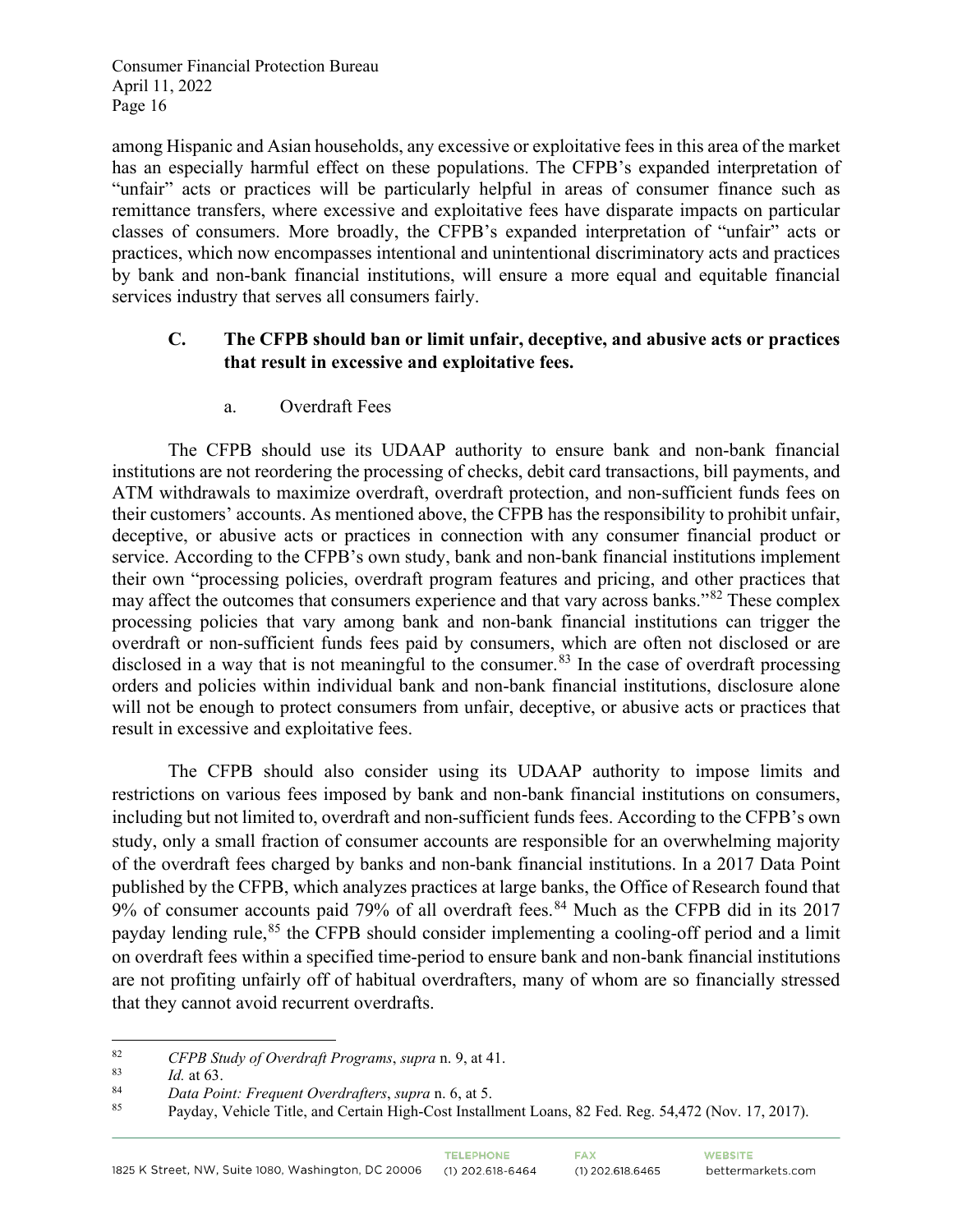among Hispanic and Asian households, any excessive or exploitative fees in this area of the market has an especially harmful effect on these populations. The CFPB's expanded interpretation of "unfair" acts or practices will be particularly helpful in areas of consumer finance such as remittance transfers, where excessive and exploitative fees have disparate impacts on particular classes of consumers. More broadly, the CFPB's expanded interpretation of "unfair" acts or practices, which now encompasses intentional and unintentional discriminatory acts and practices by bank and non-bank financial institutions, will ensure a more equal and equitable financial services industry that serves all consumers fairly.

### C. The CFPB should ban or limit unfair, deceptive, and abusive acts or practices that result in excessive and exploitative fees.

#### a. Overdraft Fees

The CFPB should use its UDAAP authority to ensure bank and non-bank financial institutions are not reordering the processing of checks, debit card transactions, bill payments, and ATM withdrawals to maximize overdraft, overdraft protection, and non-sufficient funds fees on their customers' accounts. As mentioned above, the CFPB has the responsibility to prohibit unfair, deceptive, or abusive acts or practices in connection with any consumer financial product or service. According to the CFPB's own study, bank and non-bank financial institutions implement their own "processing policies, overdraft program features and pricing, and other practices that may affect the outcomes that consumers experience and that vary across banks."[82] These complex processing policies that vary among bank and non-bank financial institutions can trigger the overdraft or non-sufficient funds fees paid by consumers, which are often not disclosed or are disclosed in a way that is not meaningful to the consumer.[83] In the case of overdraft processing orders and policies within individual bank and non-bank financial institutions, disclosure alone will not be enough to protect consumers from unfair, deceptive, or abusive acts or practices that result in excessive and exploitative fees.

The CFPB should also consider using its UDAAP authority to impose limits and restrictions on various fees imposed by bank and non-bank financial institutions on consumers, including but not limited to, overdraft and non-sufficient funds fees. According to the CFPB's own study, only a small fraction of consumer accounts are responsible for an overwhelming majority of the overdraft fees charged by banks and non-bank financial institutions. In a 2017 Data Point published by the CFPB, which analyzes practices at large banks, the Office of Research found that 9% of consumer accounts paid 79% of all overdraft fees.[84] Much as the CFPB did in its 2017 payday lending rule,[85] the CFPB should consider implementing a cooling-off period and a limit on overdraft fees within a specified time-period to ensure bank and non-bank financial institutions are not profiting unfairly off of habitual overdrafters, many of whom are so financially stressed that they cannot avoid recurrent overdrafts.

---

[82] *CFPB Study of Overdraft Programs*, *supra* n. 9, at 41.

[83] *Id.* at 63.

[84] *Data Point: Frequent Overdrafters*, *supra* n. 6, at 5.

[85] Payday, Vehicle Title, and Certain High-Cost Installment Loans, 82 Fed. Reg. 54,472 (Nov. 17, 2017).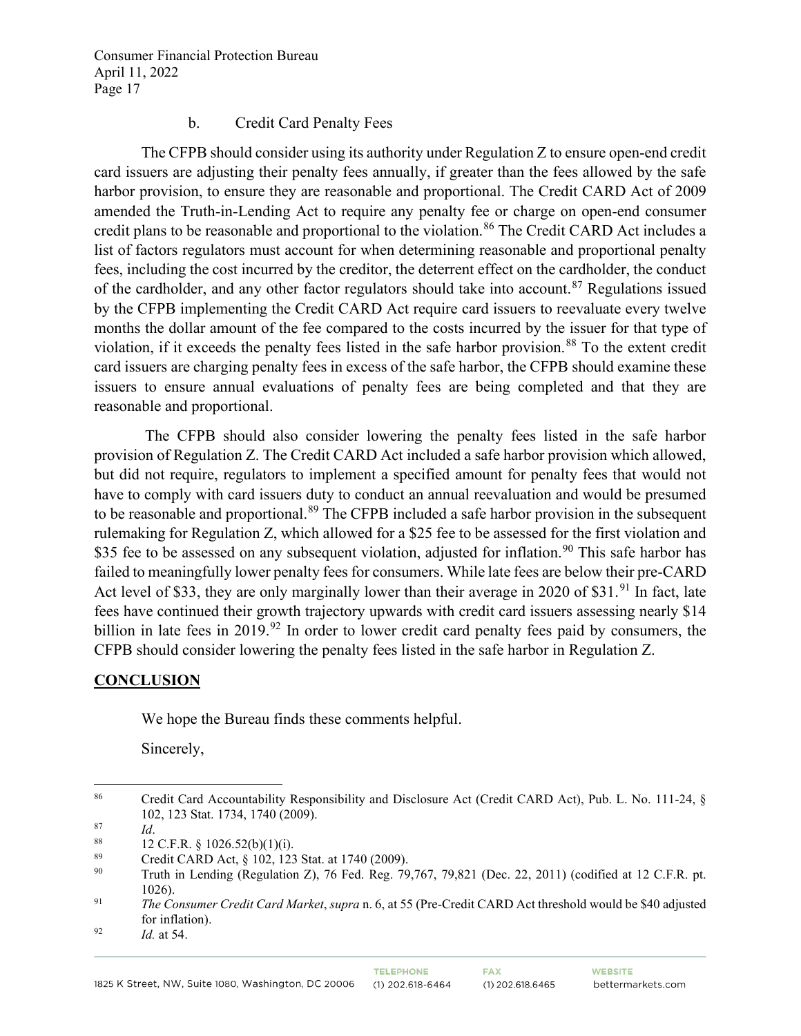### b. Credit Card Penalty Fees

The CFPB should consider using its authority under Regulation Z to ensure open-end credit card issuers are adjusting their penalty fees annually, if greater than the fees allowed by the safe harbor provision, to ensure they are reasonable and proportional. The Credit CARD Act of 2009 amended the Truth-in-Lending Act to require any penalty fee or charge on open-end consumer credit plans to be reasonable and proportional to the violation.[86] The Credit CARD Act includes a list of factors regulators must account for when determining reasonable and proportional penalty fees, including the cost incurred by the creditor, the deterrent effect on the cardholder, the conduct of the cardholder, and any other factor regulators should take into account.[87] Regulations issued by the CFPB implementing the Credit CARD Act require card issuers to reevaluate every twelve months the dollar amount of the fee compared to the costs incurred by the issuer for that type of violation, if it exceeds the penalty fees listed in the safe harbor provision.[88] To the extent credit card issuers are charging penalty fees in excess of the safe harbor, the CFPB should examine these issuers to ensure annual evaluations of penalty fees are being completed and that they are reasonable and proportional.

The CFPB should also consider lowering the penalty fees listed in the safe harbor provision of Regulation Z. The Credit CARD Act included a safe harbor provision which allowed, but did not require, regulators to implement a specified amount for penalty fees that would not have to comply with card issuers duty to conduct an annual reevaluation and would be presumed to be reasonable and proportional.[89] The CFPB included a safe harbor provision in the subsequent rulemaking for Regulation Z, which allowed for a $25 fee to be assessed for the first violation and $35 fee to be assessed on any subsequent violation, adjusted for inflation.[90] This safe harbor has failed to meaningfully lower penalty fees for consumers. While late fees are below their pre-CARD Act level of $33, they are only marginally lower than their average in 2020 of $31.[91] In fact, late fees have continued their growth trajectory upwards with credit card issuers assessing nearly $14 billion in late fees in 2019.[92] In order to lower credit card penalty fees paid by consumers, the CFPB should consider lowering the penalty fees listed in the safe harbor in Regulation Z.

## **CONCLUSION**

We hope the Bureau finds these comments helpful.

Sincerely,

---

86. Credit Card Accountability Responsibility and Disclosure Act (Credit CARD Act), Pub. L. No. 111-24, § 102, 123 Stat. 1734, 1740 (2009).
87. *Id*.
88. 12 C.F.R. § 1026.52(b)(1)(i).
89. Credit CARD Act, § 102, 123 Stat. at 1740 (2009).
90. Truth in Lending (Regulation Z), 76 Fed. Reg. 79,767, 79,821 (Dec. 22, 2011) (codified at 12 C.F.R. pt. 1026).
91. *The Consumer Credit Card Market*, *supra* n. 6, at 55 (Pre-Credit CARD Act threshold would be $40 adjusted for inflation).
92. *Id.* at 54.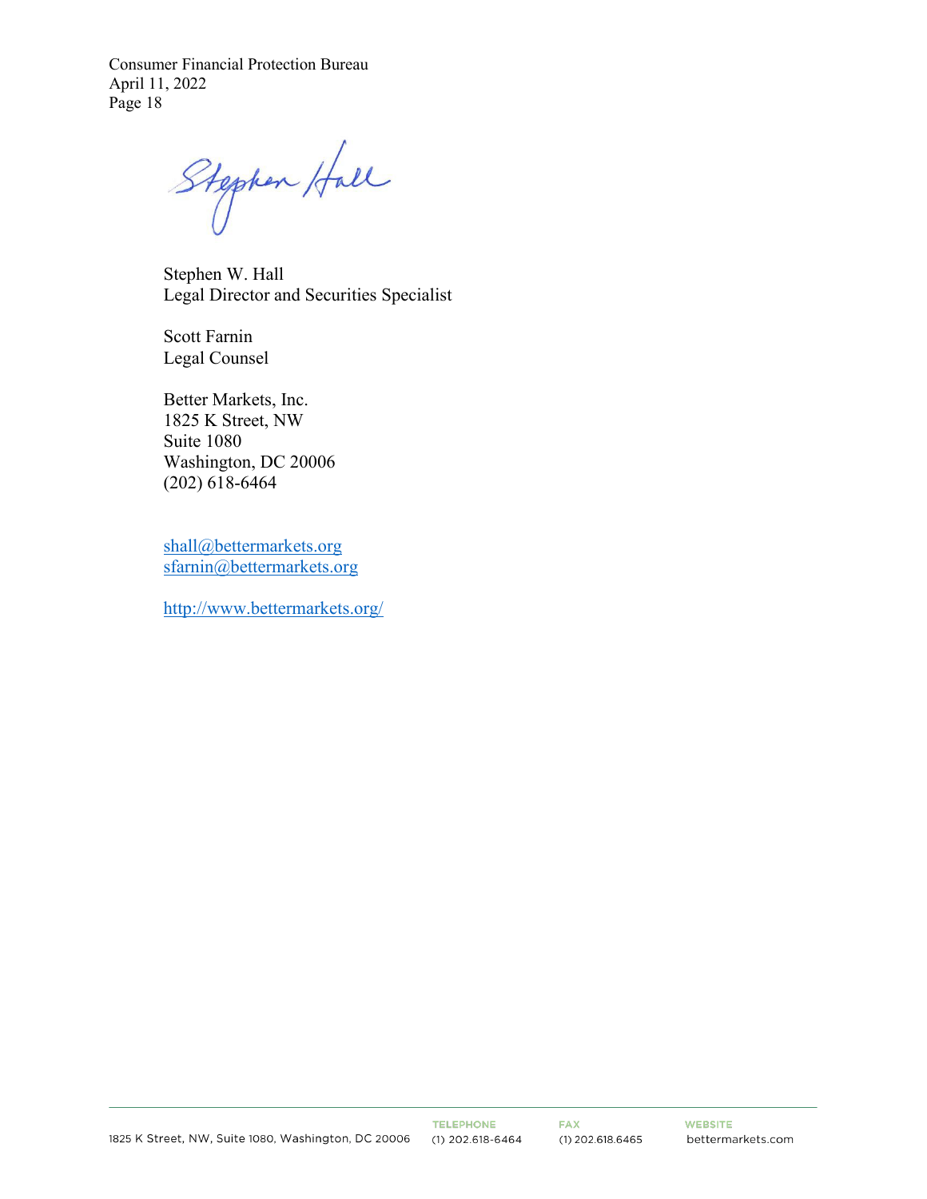Stephen W. Hall
Legal Director and Securities Specialist

Scott Farnin
Legal Counsel

Better Markets, Inc.
1825 K Street, NW
Suite 1080
Washington, DC 20006
(202) 618-6464

shall@bettermarkets.org
sfarnin@bettermarkets.org

http://www.bettermarkets.org/